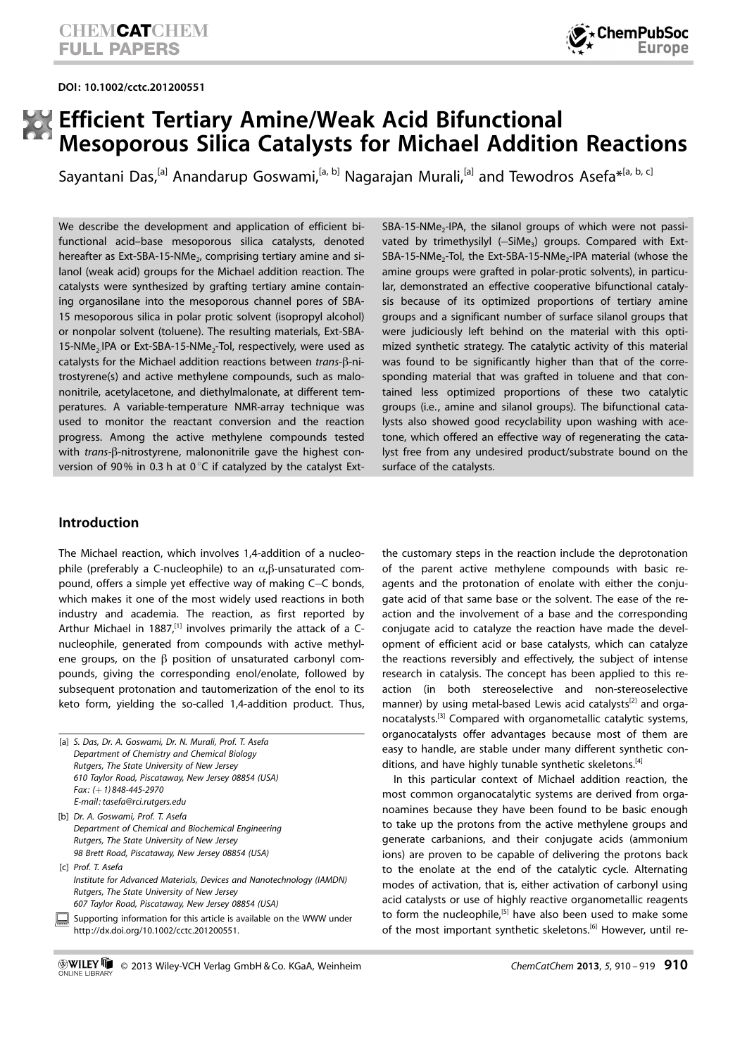DOI: 10.1002/cctc.201200551

# Efficient Tertiary Amine/Weak Acid Bifunctional Mesoporous Silica Catalysts for Michael Addition Reactions

Sayantani Das,[a] Anandarup Goswami,[a, b] Nagarajan Murali,[a] and Tewodros Asefa*[a, b, c]

We describe the development and application of efficient bifunctional acid–base mesoporous silica catalysts, denoted hereafter as Ext-SBA-15-$NMe_2$, comprising tertiary amine and silanol (weak acid) groups for the Michael addition reaction. The catalysts were synthesized by grafting tertiary amine containing organosilane into the mesoporous channel pores of SBA-15 mesoporous silica in polar protic solvent (isopropyl alcohol) or nonpolar solvent (toluene). The resulting materials, Ext-SBA-15-$NMe_2$-IPA or Ext-SBA-15-$NMe_2$-Tol, respectively, were used as catalysts for the Michael addition reactions between *trans*-β-nitrostyrene(s) and active methylene compounds, such as malononitrile, acetylacetone, and diethylmalonate, at different temperatures. A variable-temperature NMR-array technique was used to monitor the reactant conversion and the reaction progress. Among the active methylene compounds tested with *trans*-β-nitrostyrene, malononitrile gave the highest conversion of 90% in 0.3 h at 0 °C if catalyzed by the catalyst Ext-SBA-15-$NMe_2$-IPA, the silanol groups of which were not passivated by trimethysilyl (–$SiMe_3$) groups. Compared with Ext-SBA-15-$NMe_2$-Tol, the Ext-SBA-15-$NMe_2$-IPA material (whose the amine groups were grafted in polar-protic solvents), in particular, demonstrated an effective cooperative bifunctional catalysis because of its optimized proportions of tertiary amine groups and a significant number of surface silanol groups that were judiciously left behind on the material with this optimized synthetic strategy. The catalytic activity of this material was found to be significantly higher than that of the corresponding material that was grafted in toluene and that contained less optimized proportions of these two catalytic groups (i.e., amine and silanol groups). The bifunctional catalysts also showed good recyclability upon washing with acetone, which offered an effective way of regenerating the catalyst free from any undesired product/substrate bound on the surface of the catalysts.

## Introduction

The Michael reaction, which involves 1,4-addition of a nucleophile (preferably a C-nucleophile) to an α,β-unsaturated compound, offers a simple yet effective way of making C–C bonds, which makes it one of the most widely used reactions in both industry and academia. The reaction, as first reported by Arthur Michael in 1887,[1] involves primarily the attack of a C-nucleophile, generated from compounds with active methylene groups, on the β position of unsaturated carbonyl compounds, giving the corresponding enol/enolate, followed by subsequent protonation and tautomerization of the enol to its keto form, yielding the so-called 1,4-addition product. Thus, the customary steps in the reaction include the deprotonation of the parent active methylene compounds with basic reagents and the protonation of enolate with either the conjugate acid of that same base or the solvent. The ease of the reaction and the involvement of a base and the corresponding conjugate acid to catalyze the reaction have made the development of efficient acid or base catalysts, which can catalyze the reactions reversibly and effectively, the subject of intense research in catalysis. The concept has been applied to this reaction (in both stereoselective and non-stereoselective manner) by using metal-based Lewis acid catalysts[2] and organocatalysts.[3] Compared with organometallic catalytic systems, organocatalysts offer advantages because most of them are easy to handle, are stable under many different synthetic conditions, and have highly tunable synthetic skeletons.[4]

In this particular context of Michael addition reaction, the most common organocatalytic systems are derived from organoamines because they have been found to be basic enough to take up the protons from the active methylene groups and generate carbanions, and their conjugate acids (ammonium ions) are proven to be capable of delivering the protons back to the enolate at the end of the catalytic cycle. Alternating modes of activation, that is, either activation of carbonyl using acid catalysts or use of highly reactive organometallic reagents to form the nucleophile,[5] have also been used to make some of the most important synthetic skeletons.[6] However, until re-

[a] S. Das, Dr. A. Goswami, Dr. N. Murali, Prof. T. Asefa
Department of Chemistry and Chemical Biology
Rutgers, The State University of New Jersey
610 Taylor Road, Piscataway, New Jersey 08854 (USA)
Fax: (+1) 848-445-2970
E-mail: tasefa@rci.rutgers.edu

[b] Dr. A. Goswami, Prof. T. Asefa
Department of Chemical and Biochemical Engineering
Rutgers, The State University of New Jersey
98 Brett Road, Piscataway, New Jersey 08854 (USA)

[c] Prof. T. Asefa
Institute for Advanced Materials, Devices and Nanotechnology (IAMDN)
Rutgers, The State University of New Jersey
607 Taylor Road, Piscataway, New Jersey 08854 (USA)

Supporting information for this article is available on the WWW under http://dx.doi.org/10.1002/cctc.201200551.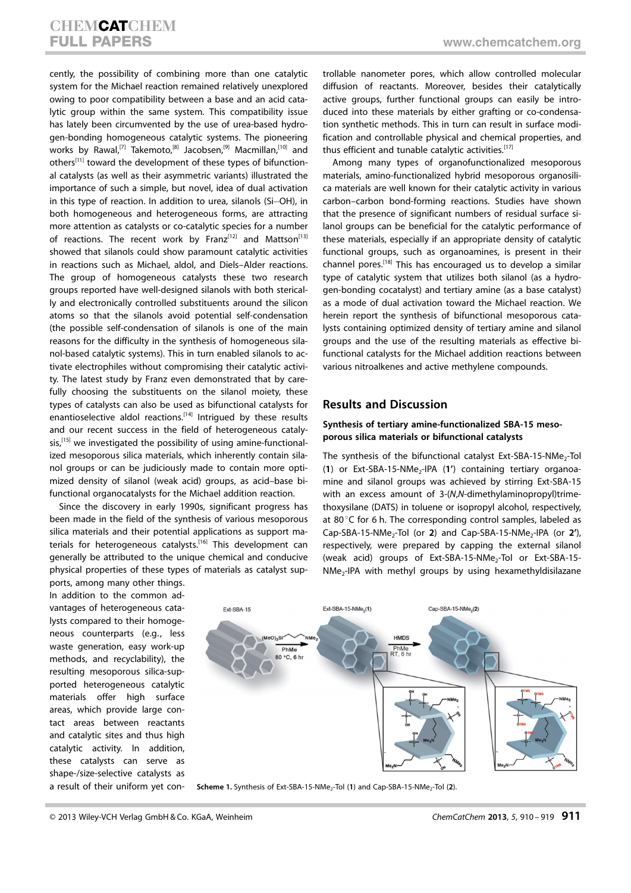cently, the possibility of combining more than one catalytic system for the Michael reaction remained relatively unexplored owing to poor compatibility between a base and an acid catalytic group within the same system. This compatibility issue has lately been circumvented by the use of urea-based hydrogen-bonding homogeneous catalytic systems. The pioneering works by Rawal,[7] Takemoto,[8] Jacobsen,[9] Macmillan,[10] and others[11] toward the development of these types of bifunctional catalysts (as well as their asymmetric variants) illustrated the importance of such a simple, but novel, idea of dual activation in this type of reaction. In addition to urea, silanols (Si–OH), in both homogeneous and heterogeneous forms, are attracting more attention as catalysts or co-catalytic species for a number of reactions. The recent work by Franz[12] and Mattson[13] showed that silanols could show paramount catalytic activities in reactions such as Michael, aldol, and Diels–Alder reactions. The group of homogeneous catalysts these two research groups reported have well-designed silanols with both sterically and electronically controlled substituents around the silicon atoms so that the silanols avoid potential self-condensation (the possible self-condensation of silanols is one of the main reasons for the difficulty in the synthesis of homogeneous silanol-based catalytic systems). This in turn enabled silanols to activate electrophiles without compromising their catalytic activity. The latest study by Franz even demonstrated that by carefully choosing the substituents on the silanol moiety, these types of catalysts can also be used as bifunctional catalysts for enantioselective aldol reactions.[14] Intrigued by these results and our recent success in the field of heterogeneous catalysis,[15] we investigated the possibility of using amine-functionalized mesoporous silica materials, which inherently contain silanol groups or can be judiciously made to contain more optimized density of silanol (weak acid) groups, as acid–base bifunctional organocatalysts for the Michael addition reaction.

Since the discovery in early 1990s, significant progress has been made in the field of the synthesis of various mesoporous silica materials and their potential applications as support materials for heterogeneous catalysts.[16] This development can generally be attributed to the unique chemical and conducive physical properties of these types of materials as catalyst supports, among many other things. In addition to the common advantages of heterogeneous catalysts compared to their homogeneous counterparts (e.g., less waste generation, easy work-up methods, and recyclability), the resulting mesoporous silica-supported heterogeneous catalytic materials offer high surface areas, which provide large contact areas between reactants and catalytic sites and thus high catalytic activity. In addition, these catalysts can serve as shape-/size-selective catalysts as a result of their uniform yet controllable nanometer pores, which allow controlled molecular diffusion of reactants. Moreover, besides their catalytically active groups, further functional groups can easily be introduced into these materials by either grafting or co-condensation synthetic methods. This in turn can result in surface modification and controllable physical and chemical properties, and thus efficient and tunable catalytic activities.[17]

Among many types of organofunctionalized mesoporous materials, amino-functionalized hybrid mesoporous organosilica materials are well known for their catalytic activity in various carbon–carbon bond-forming reactions. Studies have shown that the presence of significant numbers of residual surface silanol groups can be beneficial for the catalytic performance of these materials, especially if an appropriate density of catalytic functional groups, such as organoamines, is present in their channel pores.[18] This has encouraged us to develop a similar type of catalytic system that utilizes both silanol (as a hydrogen-bonding cocatalyst) and tertiary amine (as a base catalyst) as a mode of dual activation toward the Michael reaction. We herein report the synthesis of bifunctional mesoporous catalysts containing optimized density of tertiary amine and silanol groups and the use of the resulting materials as effective bifunctional catalysts for the Michael addition reactions between various nitroalkenes and active methylene compounds.

## Results and Discussion

### Synthesis of tertiary amine-functionalized SBA-15 mesoporous silica materials or bifunctional catalysts

The synthesis of the bifunctional catalyst Ext-SBA-15-$NMe_2$-Tol (**1**) or Ext-SBA-15-$NMe_2$-IPA (**1′**) containing tertiary organoamine and silanol groups was achieved by stirring Ext-SBA-15 with an excess amount of 3-(*N*,*N*-dimethylaminopropyl)trimethoxysilane (DATS) in toluene or isopropyl alcohol, respectively, at 80 °C for 6 h. The corresponding control samples, labeled as Cap-SBA-15-$NMe_2$-Tol (or **2**) and Cap-SBA-15-$NMe_2$-IPA (or **2′**), respectively, were prepared by capping the external silanol (weak acid) groups of Ext-SBA-15-$NMe_2$-Tol or Ext-SBA-15-$NMe_2$-IPA with methyl groups by using hexamethyldisilazane

Scheme 1. Synthesis of Ext-SBA-15-$NMe_2$-Tol (**1**) and Cap-SBA-15-$NMe_2$-Tol (**2**).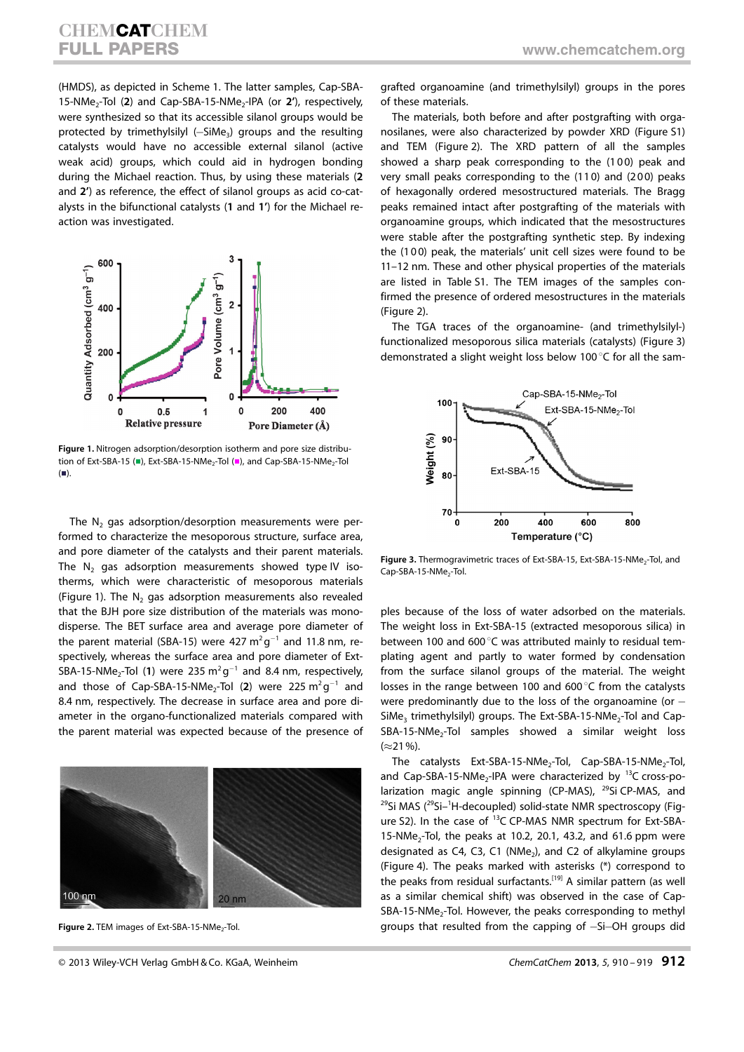(HMDS), as depicted in Scheme 1. The latter samples, Cap-SBA-15-$NMe_2$-Tol (**2**) and Cap-SBA-15-$NMe_2$-IPA (or **2′**), respectively, were synthesized so that its accessible silanol groups would be protected by trimethylsilyl (−$SiMe_3$) groups and the resulting catalysts would have no accessible external silanol (active weak acid) groups, which could aid in hydrogen bonding during the Michael reaction. Thus, by using these materials (**2** and **2′**) as reference, the effect of silanol groups as acid co-catalysts in the bifunctional catalysts (**1** and **1′**) for the Michael reaction was investigated.

**Figure 1.** Nitrogen adsorption/desorption isotherm and pore size distribution of Ext-SBA-15 (■), Ext-SBA-15-$NMe_2$-Tol (■), and Cap-SBA-15-$NMe_2$-Tol (■).

The $N_2$ gas adsorption/desorption measurements were performed to characterize the mesoporous structure, surface area, and pore diameter of the catalysts and their parent materials. The $N_2$ gas adsorption measurements showed type IV isotherms, which were characteristic of mesoporous materials (Figure 1). The $N_2$ gas adsorption measurements also revealed that the BJH pore size distribution of the materials was monodisperse. The BET surface area and average pore diameter of the parent material (SBA-15) were 427 $m^2 g^{-1}$ and 11.8 nm, respectively, whereas the surface area and pore diameter of Ext-SBA-15-$NMe_2$-Tol (**1**) were 235 $m^2 g^{-1}$ and 8.4 nm, respectively, and those of Cap-SBA-15-$NMe_2$-Tol (**2**) were 225 $m^2 g^{-1}$ and 8.4 nm, respectively. The decrease in surface area and pore diameter in the organo-functionalized materials compared with the parent material was expected because of the presence of grafted organoamine (and trimethylsilyl) groups in the pores of these materials.

**Figure 2.** TEM images of Ext-SBA-15-$NMe_2$-Tol.

The materials, both before and after postgrafting with organosilanes, were also characterized by powder XRD (Figure S1) and TEM (Figure 2). The XRD pattern of all the samples showed a sharp peak corresponding to the (1 0 0) peak and very small peaks corresponding to the (1 1 0) and (2 0 0) peaks of hexagonally ordered mesostructured materials. The Bragg peaks remained intact after postgrafting of the materials with organoamine groups, which indicated that the mesostructures were stable after the postgrafting synthetic step. By indexing the (1 0 0) peak, the materials' unit cell sizes were found to be 11–12 nm. These and other physical properties of the materials are listed in Table S1. The TEM images of the samples confirmed the presence of ordered mesostructures in the materials (Figure 2).

The TGA traces of the organoamine- (and trimethylsilyl-) functionalized mesoporous silica materials (catalysts) (Figure 3) demonstrated a slight weight loss below 100 °C for all the samples because of the loss of water adsorbed on the materials. The weight loss in Ext-SBA-15 (extracted mesoporous silica) in between 100 and 600 °C was attributed mainly to residual templating agent and partly to water formed by condensation from the surface silanol groups of the material. The weight losses in the range between 100 and 600 °C from the catalysts were predominantly due to the loss of the organoamine (or −$SiMe_3$ trimethylsilyl) groups. The Ext-SBA-15-$NMe_2$-Tol and Cap-SBA-15-$NMe_2$-Tol samples showed a similar weight loss (≈21 %).

**Figure 3.** Thermogravimetric traces of Ext-SBA-15, Ext-SBA-15-$NMe_2$-Tol, and Cap-SBA-15-$NMe_2$-Tol.

The catalysts Ext-SBA-15-$NMe_2$-Tol, Cap-SBA-15-$NMe_2$-Tol, and Cap-SBA-15-$NMe_2$-IPA were characterized by $^{13}C$ cross-polarization magic angle spinning (CP-MAS), $^{29}Si$ CP-MAS, and $^{29}Si$ MAS ($^{29}Si$–$^{1}H$-decoupled) solid-state NMR spectroscopy (Figure S2). In the case of $^{13}C$ CP-MAS NMR spectrum for Ext-SBA-15-$NMe_2$-Tol, the peaks at 10.2, 20.1, 43.2, and 61.6 ppm were designated as C4, C3, C1 ($NMe_2$), and C2 of alkylamine groups (Figure 4). The peaks marked with asterisks (*) correspond to the peaks from residual surfactants.[19] A similar pattern (as well as a similar chemical shift) was observed in the case of Cap-SBA-15-$NMe_2$-Tol. However, the peaks corresponding to methyl groups that resulted from the capping of −Si−OH groups did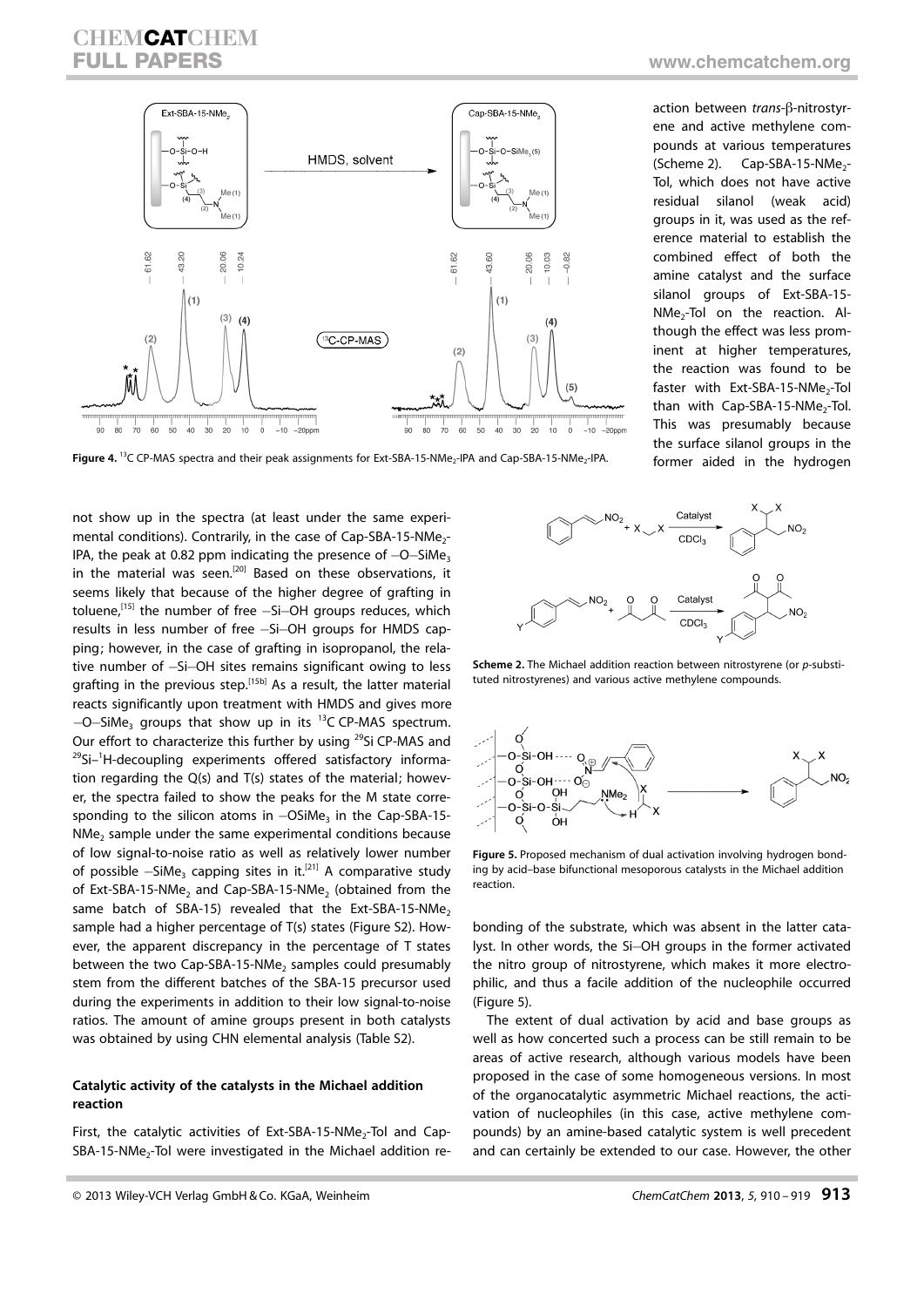Figure 4. $^{13}$C CP-MAS spectra and their peak assignments for Ext-SBA-15-$NMe_2$-IPA and Cap-SBA-15-$NMe_2$-IPA.

not show up in the spectra (at least under the same experimental conditions). Contrarily, in the case of Cap-SBA-15-$NMe_2$-IPA, the peak at 0.82 ppm indicating the presence of $-O-SiMe_3$ in the material was seen.[20] Based on these observations, it seems likely that because of the higher degree of grafting in toluene,[15] the number of free $-Si-OH$ groups reduces, which results in less number of free $-Si-OH$ groups for HMDS capping; however, in the case of grafting in isopropanol, the relative number of $-Si-OH$ sites remains significant owing to less grafting in the previous step.[15b] As a result, the latter material reacts significantly upon treatment with HMDS and gives more $-O-SiMe_3$ groups that show up in its $^{13}$C CP-MAS spectrum. Our effort to characterize this further by using $^{29}$Si CP-MAS and $^{29}$Si–$^{1}$H-decoupling experiments offered satisfactory information regarding the Q(s) and T(s) states of the material; however, the spectra failed to show the peaks for the M state corresponding to the silicon atoms in $-OSiMe_3$ in the Cap-SBA-15-$NMe_2$ sample under the same experimental conditions because of low signal-to-noise ratio as well as relatively lower number of possible $-SiMe_3$ capping sites in it.[21] A comparative study of Ext-SBA-15-$NMe_2$ and Cap-SBA-15-$NMe_2$ (obtained from the same batch of SBA-15) revealed that the Ext-SBA-15-$NMe_2$ sample had a higher percentage of T(s) states (Figure S2). However, the apparent discrepancy in the percentage of T states between the two Cap-SBA-15-$NMe_2$ samples could presumably stem from the different batches of the SBA-15 precursor used during the experiments in addition to their low signal-to-noise ratios. The amount of amine groups present in both catalysts was obtained by using CHN elemental analysis (Table S2).

### Catalytic activity of the catalysts in the Michael addition reaction

First, the catalytic activities of Ext-SBA-15-$NMe_2$-Tol and Cap-SBA-15-$NMe_2$-Tol were investigated in the Michael addition reaction between *trans*-β-nitrostyrene and active methylene compounds at various temperatures (Scheme 2). Cap-SBA-15-$NMe_2$-Tol, which does not have active residual silanol (weak acid) groups in it, was used as the reference material to establish the combined effect of both the amine catalyst and the surface silanol groups of Ext-SBA-15-$NMe_2$-Tol on the reaction. Although the effect was less prominent at higher temperatures, the reaction was found to be faster with Ext-SBA-15-$NMe_2$-Tol than with Cap-SBA-15-$NMe_2$-Tol. This was presumably because the surface silanol groups in the former aided in the hydrogen bonding of the substrate, which was absent in the latter catalyst. In other words, the Si–OH groups in the former activated the nitro group of nitrostyrene, which makes it more electrophilic, and thus a facile addition of the nucleophile occurred (Figure 5).

**Scheme 2.** The Michael addition reaction between nitrostyrene (or *p*-substituted nitrostyrenes) and various active methylene compounds.

**Figure 5.** Proposed mechanism of dual activation involving hydrogen bonding by acid–base bifunctional mesoporous catalysts in the Michael addition reaction.

The extent of dual activation by acid and base groups as well as how concerted such a process can be still remain to be areas of active research, although various models have been proposed in the case of some homogeneous versions. In most of the organocatalytic asymmetric Michael reactions, the activation of nucleophiles (in this case, active methylene compounds) by an amine-based catalytic system is well precedent and can certainly be extended to our case. However, the other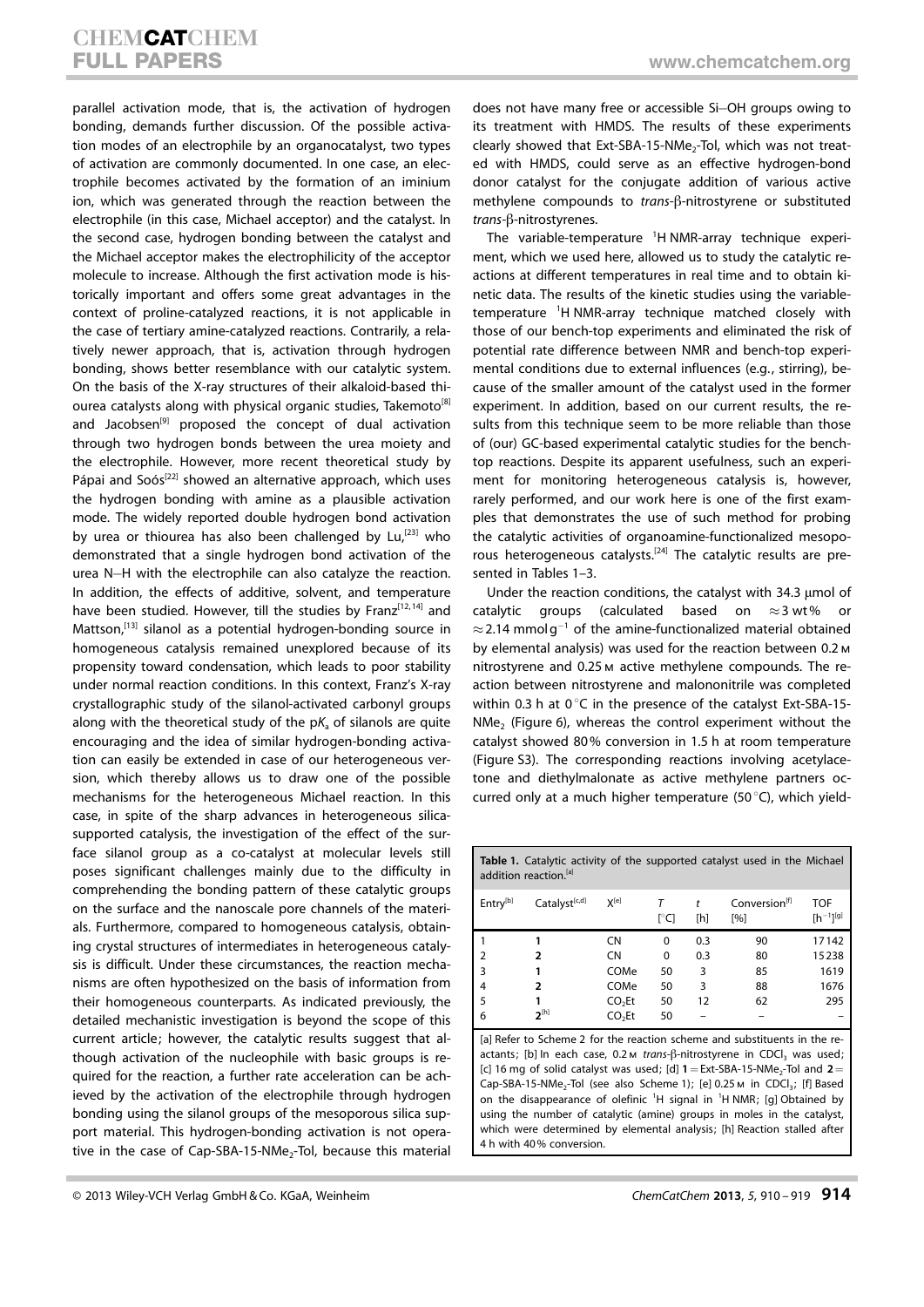parallel activation mode, that is, the activation of hydrogen bonding, demands further discussion. Of the possible activation modes of an electrophile by an organocatalyst, two types of activation are commonly documented. In one case, an electrophile becomes activated by the formation of an iminium ion, which was generated through the reaction between the electrophile (in this case, Michael acceptor) and the catalyst. In the second case, hydrogen bonding between the catalyst and the Michael acceptor makes the electrophilicity of the acceptor molecule to increase. Although the first activation mode is historically important and offers some great advantages in the context of proline-catalyzed reactions, it is not applicable in the case of tertiary amine-catalyzed reactions. Contrarily, a relatively newer approach, that is, activation through hydrogen bonding, shows better resemblance with our catalytic system. On the basis of the X-ray structures of their alkaloid-based thiourea catalysts along with physical organic studies, Takemoto[8] and Jacobsen[9] proposed the concept of dual activation through two hydrogen bonds between the urea moiety and the electrophile. However, more recent theoretical study by Pápai and Soós[22] showed an alternative approach, which uses the hydrogen bonding with amine as a plausible activation mode. The widely reported double hydrogen bond activation by urea or thiourea has also been challenged by Lu,[23] who demonstrated that a single hydrogen bond activation of the urea N–H with the electrophile can also catalyze the reaction. In addition, the effects of additive, solvent, and temperature have been studied. However, till the studies by Franz[12,14] and Mattson,[13] silanol as a potential hydrogen-bonding source in homogeneous catalysis remained unexplored because of its propensity toward condensation, which leads to poor stability under normal reaction conditions. In this context, Franz's X-ray crystallographic study of the silanol-activated carbonyl groups along with the theoretical study of the p$K_a$ of silanols are quite encouraging and the idea of similar hydrogen-bonding activation can easily be extended in case of our heterogeneous version, which thereby allows us to draw one of the possible mechanisms for the heterogeneous Michael reaction. In this case, in spite of the sharp advances in heterogeneous silica-supported catalysis, the investigation of the effect of the surface silanol group as a co-catalyst at molecular levels still poses significant challenges mainly due to the difficulty in comprehending the bonding pattern of these catalytic groups on the surface and the nanoscale pore channels of the materials. Furthermore, compared to homogeneous catalysis, obtaining crystal structures of intermediates in heterogeneous catalysis is difficult. Under these circumstances, the reaction mechanisms are often hypothesized on the basis of information from their homogeneous counterparts. As indicated previously, the detailed mechanistic investigation is beyond the scope of this current article; however, the catalytic results suggest that although activation of the nucleophile with basic groups is required for the reaction, a further rate acceleration can be achieved by the activation of the electrophile through hydrogen bonding using the silanol groups of the mesoporous silica support material. This hydrogen-bonding activation is not operative in the case of Cap-SBA-15-NMe$_2$-Tol, because this material does not have many free or accessible Si–OH groups owing to its treatment with HMDS. The results of these experiments clearly showed that Ext-SBA-15-NMe$_2$-Tol, which was not treated with HMDS, could serve as an effective hydrogen-bond donor catalyst for the conjugate addition of various active methylene compounds to *trans*-β-nitrostyrene or substituted *trans*-β-nitrostyrenes.

The variable-temperature $^1$H NMR-array technique experiment, which we used here, allowed us to study the catalytic reactions at different temperatures in real time and to obtain kinetic data. The results of the kinetic studies using the variable-temperature $^1$H NMR-array technique matched closely with those of our bench-top experiments and eliminated the risk of potential rate difference between NMR and bench-top experimental conditions due to external influences (e.g., stirring), because of the smaller amount of the catalyst used in the former experiment. In addition, based on our current results, the results from this technique seem to be more reliable than those of (our) GC-based experimental catalytic studies for the bench-top reactions. Despite its apparent usefulness, such an experiment for monitoring heterogeneous catalysis is, however, rarely performed, and our work here is one of the first examples that demonstrates the use of such method for probing the catalytic activities of organoamine-functionalized mesoporous heterogeneous catalysts.[24] The catalytic results are presented in Tables 1–3.

Under the reaction conditions, the catalyst with 34.3 μmol of catalytic groups (calculated based on ≈3 wt% or ≈2.14 mmol g$^{-1}$ of the amine-functionalized material obtained by elemental analysis) was used for the reaction between 0.2 M nitrostyrene and 0.25 M active methylene compounds. The reaction between nitrostyrene and malononitrile was completed within 0.3 h at 0 °C in the presence of the catalyst Ext-SBA-15-NMe$_2$ (Figure 6), whereas the control experiment without the catalyst showed 80% conversion in 1.5 h at room temperature (Figure S3). The corresponding reactions involving acetylacetone and diethylmalonate as active methylene partners occurred only at a much higher temperature (50 °C), which yield-

**Table 1.** Catalytic activity of the supported catalyst used in the Michael addition reaction.[a]

| Entry[b] | Catalyst[c,d] | X[e] | T [°C] | t [h] | Conversion[f] [%] | TOF [h$^{-1}$][g] |
|---|---|---|---|---|---|---|
| 1 | **1** | CN | 0 | 0.3 | 90 | 17142 |
| 2 | **2** | CN | 0 | 0.3 | 80 | 15238 |
| 3 | **1** | COMe | 50 | 3 | 85 | 1619 |
| 4 | **2** | COMe | 50 | 3 | 88 | 1676 |
| 5 | **1** | CO$_2$Et | 50 | 12 | 62 | 295 |
| 6 | **2**[h] | CO$_2$Et | 50 | – | – | – |

[a] Refer to Scheme 2 for the reaction scheme and substituents in the reactants; [b] In each case, 0.2 M *trans*-β-nitrostyrene in CDCl$_3$ was used; [c] 16 mg of solid catalyst was used; [d] **1** = Ext-SBA-15-NMe$_2$-Tol and **2** = Cap-SBA-15-NMe$_2$-Tol (see also Scheme 1); [e] 0.25 M in CDCl$_3$; [f] Based on the disappearance of olefinic $^1$H signal in $^1$H NMR; [g] Obtained by using the number of catalytic (amine) groups in moles in the catalyst, which were determined by elemental analysis; [h] Reaction stalled after 4 h with 40% conversion.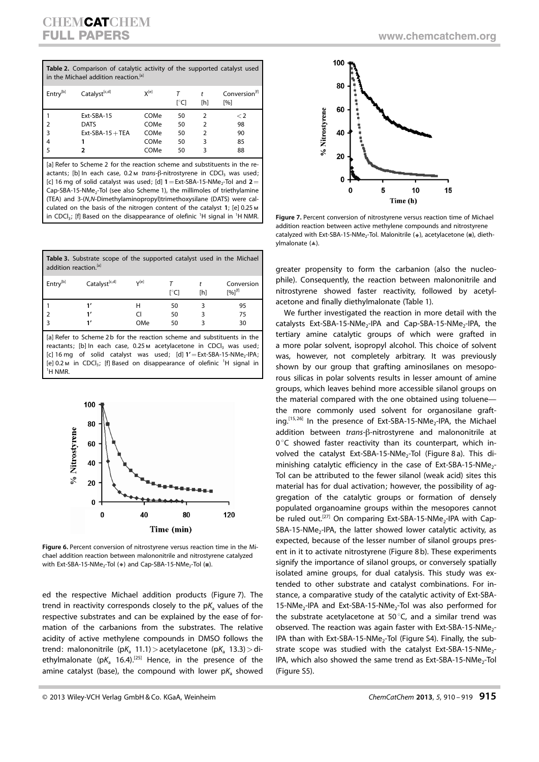**Table 2.** Comparison of catalytic activity of the supported catalyst used in the Michael addition reaction.[a]

| Entry[b] | Catalyst[c,d] | X[e] | T [°C] | t [h] | Conversion[f] [%] |
|---|---|---|---|---|---|
| 1 | Ext-SBA-15 | COMe | 50 | 2 | <2 |
| 2 | DATS | COMe | 50 | 2 | 98 |
| 3 | Ext-SBA-15 + TEA | COMe | 50 | 2 | 90 |
| 4 | **1** | COMe | 50 | 3 | 85 |
| 5 | **2** | COMe | 50 | 3 | 88 |

[a] Refer to Scheme 2 for the reaction scheme and substituents in the reactants; [b] In each case, 0.2 M *trans*-β-nitrostyrene in $CDCl_3$ was used; [c] 16 mg of solid catalyst was used; [d] **1** = Ext-SBA-15-$NMe_2$-Tol and **2** = Cap-SBA-15-$NMe_2$-Tol (see also Scheme 1), the millimoles of triethylamine (TEA) and 3-(*N*,*N*-Dimethylaminopropyl)trimethoxysilane (DATS) were calculated on the basis of the nitrogen content of the catalyst **1**; [e] 0.25 M in $CDCl_3$; [f] Based on the disappearance of olefinic $^1H$ signal in $^1H$ NMR.

**Table 3.** Substrate scope of the supported catalyst used in the Michael addition reaction.[a]

| Entry[b] | Catalyst[c,d] | Y[e] | T [°C] | t [h] | Conversion [%][f] |
|---|---|---|---|---|---|
| 1 | **1'** | H | 50 | 3 | 95 |
| 2 | **1'** | Cl | 50 | 3 | 75 |
| 3 | **1'** | OMe | 50 | 3 | 30 |

[a] Refer to Scheme 2b for the reaction scheme and substituents in the reactants; [b] In each case, 0.25 M acetylacetone in $CDCl_3$ was used; [c] 16 mg of solid catalyst was used; [d] **1'** = Ext-SBA-15-$NMe_2$-IPA; [e] 0.2 M in $CDCl_3$; [f] Based on disappearance of olefinic $^1H$ signal in $^1H$ NMR.

**Figure 6.** Percent conversion of nitrostyrene versus reaction time in the Michael addition reaction between malononitrile and nitrostyrene catalyzed with Ext-SBA-15-$NMe_2$-Tol (◆) and Cap-SBA-15-$NMe_2$-Tol (■).

**Figure 7.** Percent conversion of nitrostyrene versus reaction time of Michael addition reaction between active methylene compounds and nitrostyrene catalyzed with Ext-SBA-15-$NMe_2$-Tol. Malonitrile (◆), acetylacetone (■), diethylmalonate (▲).

ed the respective Michael addition products (Figure 7). The trend in reactivity corresponds closely to the $pK_a$ values of the respective substrates and can be explained by the ease of formation of the carbanions from the substrates. The relative acidity of active methylene compounds in DMSO follows the trend: malononitrile ($pK_a$ 11.1) > acetylacetone ($pK_a$ 13.3) > diethylmalonate ($pK_a$ 16.4).[25] Hence, in the presence of the amine catalyst (base), the compound with lower $pK_a$ showed greater propensity to form the carbanion (also the nucleophile). Consequently, the reaction between malononitrile and nitrostyrene showed faster reactivity, followed by acetylacetone and finally diethylmalonate (Table 1).

We further investigated the reaction in more detail with the catalysts Ext-SBA-15-$NMe_2$-IPA and Cap-SBA-15-$NMe_2$-IPA, the tertiary amine catalytic groups of which were grafted in a more polar solvent, isopropyl alcohol. This choice of solvent was, however, not completely arbitrary. It was previously shown by our group that grafting aminosilanes on mesoporous silicas in polar solvents results in lesser amount of amine groups, which leaves behind more accessible silanol groups on the material compared with the one obtained using toluene—the more commonly used solvent for organosilane grafting.[15,26] In the presence of Ext-SBA-15-$NMe_2$-IPA, the Michael addition between *trans*-β-nitrostyrene and malononitrile at 0 °C showed faster reactivity than its counterpart, which involved the catalyst Ext-SBA-15-$NMe_2$-Tol (Figure 8a). This diminishing catalytic efficiency in the case of Ext-SBA-15-$NMe_2$-Tol can be attributed to the fewer silanol (weak acid) sites this material has for dual activation; however, the possibility of aggregation of the catalytic groups or formation of densely populated organoamine groups within the mesopores cannot be ruled out.[27] On comparing Ext-SBA-15-$NMe_2$-IPA with Cap-SBA-15-$NMe_2$-IPA, the latter showed lower catalytic activity, as expected, because of the lesser number of silanol groups present in it to activate nitrostyrene (Figure 8b). These experiments signify the importance of silanol groups, or conversely spatially isolated amine groups, for dual catalysis. This study was extended to other substrate and catalyst combinations. For instance, a comparative study of the catalytic activity of Ext-SBA-15-$NMe_2$-IPA and Ext-SBA-15-$NMe_2$-Tol was also performed for the substrate acetylacetone at 50 °C, and a similar trend was observed. The reaction was again faster with Ext-SBA-15-$NMe_2$-IPA than with Ext-SBA-15-$NMe_2$-Tol (Figure S4). Finally, the substrate scope was studied with the catalyst Ext-SBA-15-$NMe_2$-IPA, which also showed the same trend as Ext-SBA-15-$NMe_2$-Tol (Figure S5).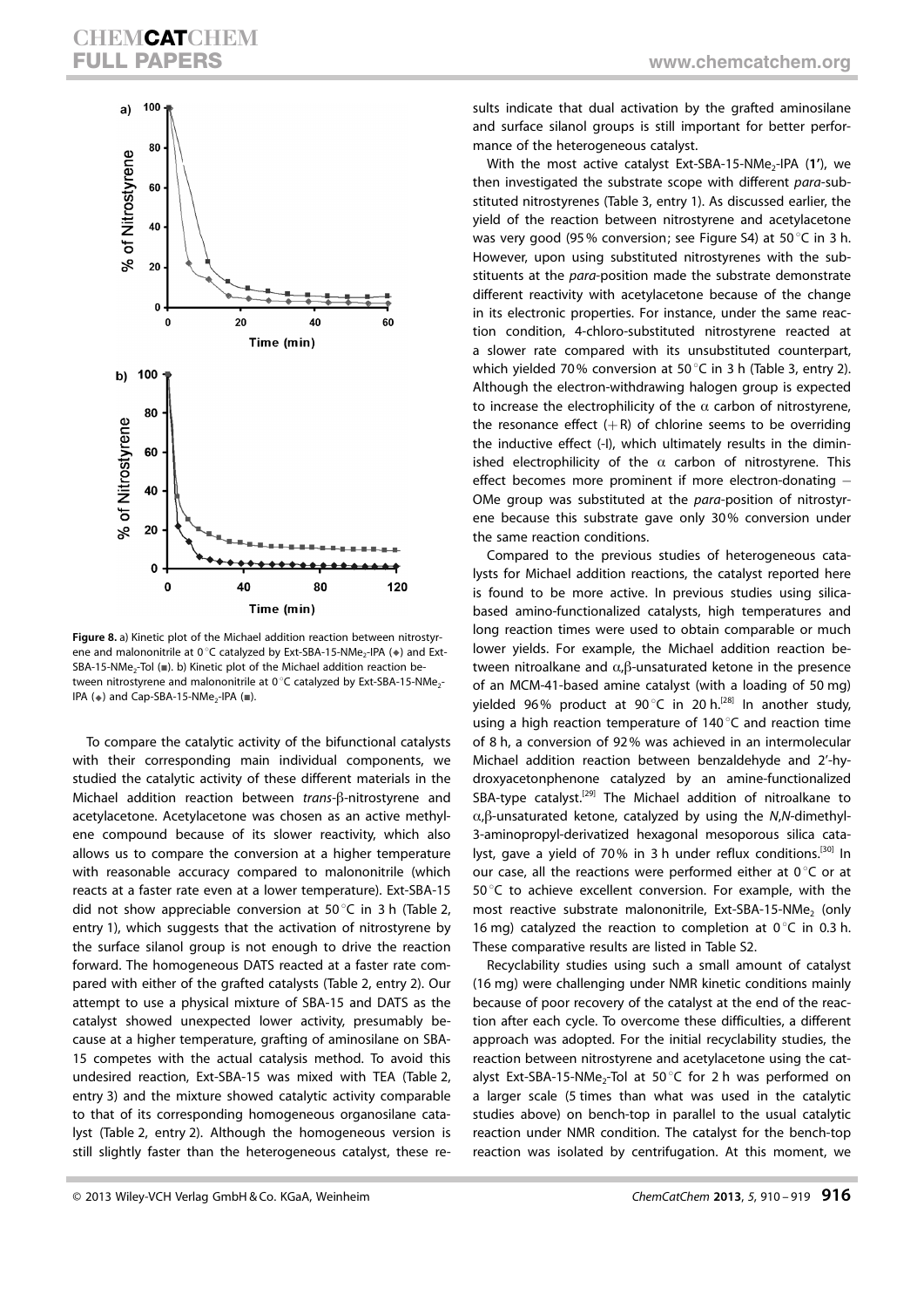Figure 8. a) Kinetic plot of the Michael addition reaction between nitrostyrene and malononitrile at 0 °C catalyzed by Ext-SBA-15-$NMe_2$-IPA (◆) and Ext-SBA-15-$NMe_2$-Tol (■). b) Kinetic plot of the Michael addition reaction between nitrostyrene and malononitrile at 0 °C catalyzed by Ext-SBA-15-$NMe_2$-IPA (◆) and Cap-SBA-15-$NMe_2$-IPA (■).

To compare the catalytic activity of the bifunctional catalysts with their corresponding main individual components, we studied the catalytic activity of these different materials in the Michael addition reaction between *trans*-β-nitrostyrene and acetylacetone. Acetylacetone was chosen as an active methylene compound because of its slower reactivity, which also allows us to compare the conversion at a higher temperature with reasonable accuracy compared to malononitrile (which reacts at a faster rate even at a lower temperature). Ext-SBA-15 did not show appreciable conversion at 50 °C in 3 h (Table 2, entry 1), which suggests that the activation of nitrostyrene by the surface silanol group is not enough to drive the reaction forward. The homogeneous DATS reacted at a faster rate compared with either of the grafted catalysts (Table 2, entry 2). Our attempt to use a physical mixture of SBA-15 and DATS as the catalyst showed unexpected lower activity, presumably because at a higher temperature, grafting of aminosilane on SBA-15 competes with the actual catalysis method. To avoid this undesired reaction, Ext-SBA-15 was mixed with TEA (Table 2, entry 3) and the mixture showed catalytic activity comparable to that of its corresponding homogeneous organosilane catalyst (Table 2, entry 2). Although the homogeneous version is still slightly faster than the heterogeneous catalyst, these results indicate that dual activation by the grafted aminosilane and surface silanol groups is still important for better performance of the heterogeneous catalyst.

With the most active catalyst Ext-SBA-15-$NMe_2$-IPA (**1′**), we then investigated the substrate scope with different *para*-substituted nitrostyrenes (Table 3, entry 1). As discussed earlier, the yield of the reaction between nitrostyrene and acetylacetone was very good (95% conversion; see Figure S4) at 50 °C in 3 h. However, upon using substituted nitrostyrenes with the substituents at the *para*-position made the substrate demonstrate different reactivity with acetylacetone because of the change in its electronic properties. For instance, under the same reaction condition, 4-chloro-substituted nitrostyrene reacted at a slower rate compared with its unsubstituted counterpart, which yielded 70% conversion at 50 °C in 3 h (Table 3, entry 2). Although the electron-withdrawing halogen group is expected to increase the electrophilicity of the α carbon of nitrostyrene, the resonance effect (+R) of chlorine seems to be overriding the inductive effect (-I), which ultimately results in the diminished electrophilicity of the α carbon of nitrostyrene. This effect becomes more prominent if more electron-donating −OMe group was substituted at the *para*-position of nitrostyrene because this substrate gave only 30% conversion under the same reaction conditions.

Compared to the previous studies of heterogeneous catalysts for Michael addition reactions, the catalyst reported here is found to be more active. In previous studies using silica-based amino-functionalized catalysts, high temperatures and long reaction times were used to obtain comparable or much lower yields. For example, the Michael addition reaction between nitroalkane and α,β-unsaturated ketone in the presence of an MCM-41-based amine catalyst (with a loading of 50 mg) yielded 96% product at 90 °C in 20 h.[28] In another study, using a high reaction temperature of 140 °C and reaction time of 8 h, a conversion of 92% was achieved in an intermolecular Michael addition reaction between benzaldehyde and 2′-hydroxyacetonphenone catalyzed by an amine-functionalized SBA-type catalyst.[29] The Michael addition of nitroalkane to α,β-unsaturated ketone, catalyzed by using the *N*,*N*-dimethyl-3-aminopropyl-derivatized hexagonal mesoporous silica catalyst, gave a yield of 70% in 3 h under reflux conditions.[30] In our case, all the reactions were performed either at 0 °C or at 50 °C to achieve excellent conversion. For example, with the most reactive substrate malononitrile, Ext-SBA-15-$NMe_2$ (only 16 mg) catalyzed the reaction to completion at 0 °C in 0.3 h. These comparative results are listed in Table S2.

Recyclability studies using such a small amount of catalyst (16 mg) were challenging under NMR kinetic conditions mainly because of poor recovery of the catalyst at the end of the reaction after each cycle. To overcome these difficulties, a different approach was adopted. For the initial recyclability studies, the reaction between nitrostyrene and acetylacetone using the catalyst Ext-SBA-15-$NMe_2$-Tol at 50 °C for 2 h was performed on a larger scale (5 times than what was used in the catalytic studies above) on bench-top in parallel to the usual catalytic reaction under NMR condition. The catalyst for the bench-top reaction was isolated by centrifugation. At this moment, we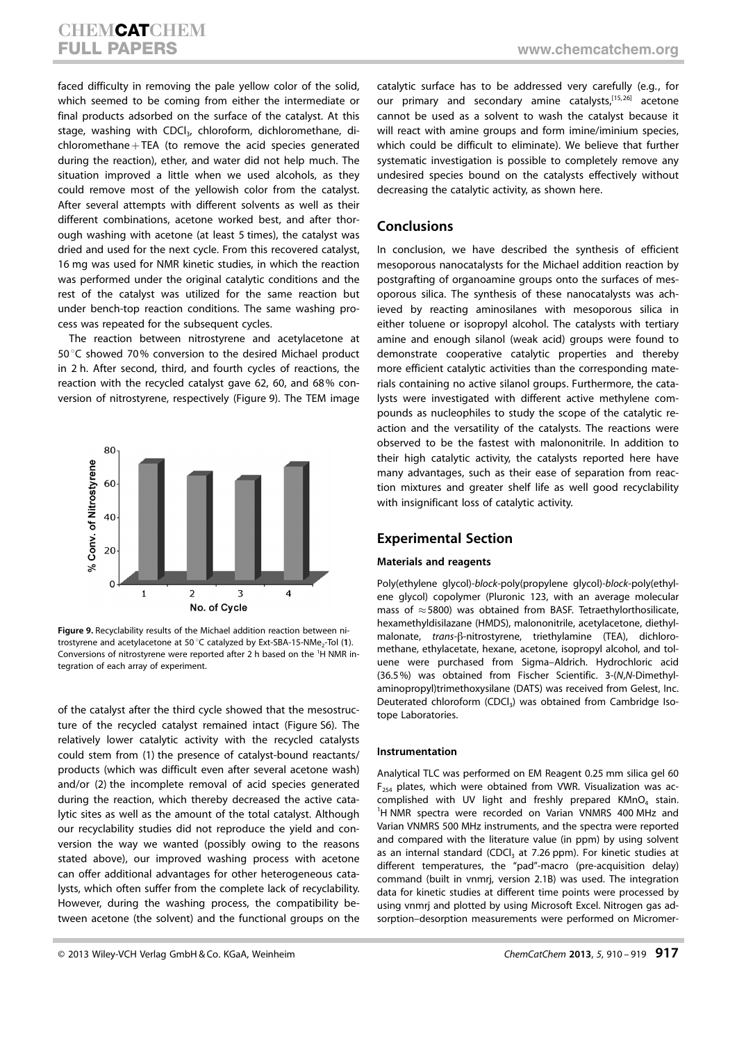faced difficulty in removing the pale yellow color of the solid, which seemed to be coming from either the intermediate or final products adsorbed on the surface of the catalyst. At this stage, washing with $CDCl_3$, chloroform, dichloromethane, dichloromethane + TEA (to remove the acid species generated during the reaction), ether, and water did not help much. The situation improved a little when we used alcohols, as they could remove most of the yellowish color from the catalyst. After several attempts with different solvents as well as their different combinations, acetone worked best, and after thorough washing with acetone (at least 5 times), the catalyst was dried and used for the next cycle. From this recovered catalyst, 16 mg was used for NMR kinetic studies, in which the reaction was performed under the original catalytic conditions and the rest of the catalyst was utilized for the same reaction but under bench-top reaction conditions. The same washing process was repeated for the subsequent cycles.

The reaction between nitrostyrene and acetylacetone at 50 °C showed 70 % conversion to the desired Michael product in 2 h. After second, third, and fourth cycles of reactions, the reaction with the recycled catalyst gave 62, 60, and 68 % conversion of nitrostyrene, respectively (Figure 9). The TEM image of the catalyst after the third cycle showed that the mesostructure of the recycled catalyst remained intact (Figure S6). The relatively lower catalytic activity with the recycled catalysts could stem from (1) the presence of catalyst-bound reactants/products (which was difficult even after several acetone wash) and/or (2) the incomplete removal of acid species generated during the reaction, which thereby decreased the active catalytic sites as well as the amount of the total catalyst. Although our recyclability studies did not reproduce the yield and conversion the way we wanted (possibly owing to the reasons stated above), our improved washing process with acetone can offer additional advantages for other heterogeneous catalysts, which often suffer from the complete lack of recyclability. However, during the washing process, the compatibility between acetone (the solvent) and the functional groups on the catalytic surface has to be addressed very carefully (e.g., for our primary and secondary amine catalysts,[15,26] acetone cannot be used as a solvent to wash the catalyst because it will react with amine groups and form imine/iminium species, which could be difficult to eliminate). We believe that further systematic investigation is possible to completely remove any undesired species bound on the catalysts effectively without decreasing the catalytic activity, as shown here.

**Figure 9.** Recyclability results of the Michael addition reaction between nitrostyrene and acetylacetone at 50 °C catalyzed by Ext-SBA-15-$NMe_2$-Tol (**1**). Conversions of nitrostyrene were reported after 2 h based on the $^1$H NMR integration of each array of experiment.

## Conclusions

In conclusion, we have described the synthesis of efficient mesoporous nanocatalysts for the Michael addition reaction by postgrafting of organoamine groups onto the surfaces of mesoporous silica. The synthesis of these nanocatalysts was achieved by reacting aminosilanes with mesoporous silica in either toluene or isopropyl alcohol. The catalysts with tertiary amine and enough silanol (weak acid) groups were found to demonstrate cooperative catalytic properties and thereby more efficient catalytic activities than the corresponding materials containing no active silanol groups. Furthermore, the catalysts were investigated with different active methylene compounds as nucleophiles to study the scope of the catalytic reaction and the versatility of the catalysts. The reactions were observed to be the fastest with malononitrile. In addition to their high catalytic activity, the catalysts reported here have many advantages, such as their ease of separation from reaction mixtures and greater shelf life as well good recyclability with insignificant loss of catalytic activity.

## Experimental Section

### Materials and reagents

Poly(ethylene glycol)-*block*-poly(propylene glycol)-*block*-poly(ethylene glycol) copolymer (Pluronic 123, with an average molecular mass of ≈5800) was obtained from BASF. Tetraethylorthosilicate, hexamethyldisilazane (HMDS), malononitrile, acetylacetone, diethylmalonate, *trans*-β-nitrostyrene, triethylamine (TEA), dichloromethane, ethylacetate, hexane, acetone, isopropyl alcohol, and toluene were purchased from Sigma–Aldrich. Hydrochloric acid (36.5 %) was obtained from Fischer Scientific. 3-(*N*,*N*-Dimethylaminopropyl)trimethoxysilane (DATS) was received from Gelest, Inc. Deuterated chloroform ($CDCl_3$) was obtained from Cambridge Isotope Laboratories.

### Instrumentation

Analytical TLC was performed on EM Reagent 0.25 mm silica gel 60 $F_{254}$ plates, which were obtained from VWR. Visualization was accomplished with UV light and freshly prepared $KMnO_4$ stain. $^1$H NMR spectra were recorded on Varian VNMRS 400 MHz and Varian VNMRS 500 MHz instruments, and the spectra were reported and compared with the literature value (in ppm) by using solvent as an internal standard ($CDCl_3$ at 7.26 ppm). For kinetic studies at different temperatures, the "pad"-macro (pre-acquisition delay) command (built in vnmrj, version 2.1B) was used. The integration data for kinetic studies at different time points were processed by using vnmrj and plotted by using Microsoft Excel. Nitrogen gas adsorption–desorption measurements were performed on Micromer-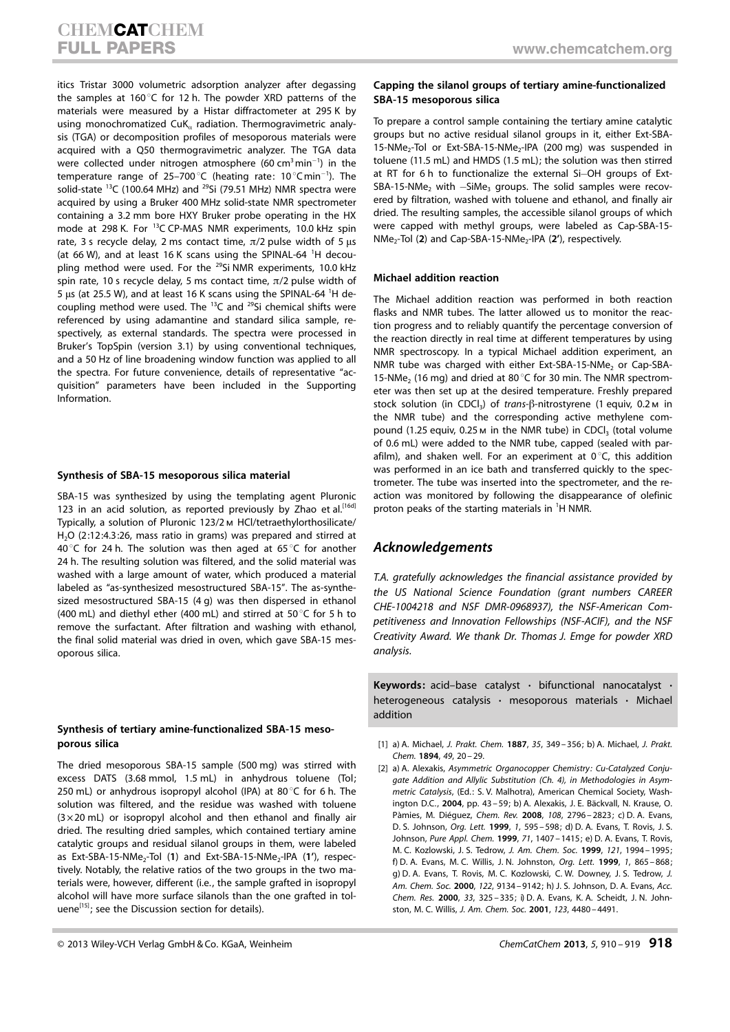itics Tristar 3000 volumetric adsorption analyzer after degassing the samples at 160 °C for 12 h. The powder XRD patterns of the materials were measured by a Histar diffractometer at 295 K by using monochromatized $CuK_{\alpha}$ radiation. Thermogravimetric analysis (TGA) or decomposition profiles of mesoporous materials were acquired with a Q50 thermogravimetric analyzer. The TGA data were collected under nitrogen atmosphere (60 $cm^3 min^{-1}$) in the temperature range of 25–700 °C (heating rate: 10 °C $min^{-1}$). The solid-state $^{13}C$ (100.64 MHz) and $^{29}Si$ (79.51 MHz) NMR spectra were acquired by using a Bruker 400 MHz solid-state NMR spectrometer containing a 3.2 mm bore HXY Bruker probe operating in the HX mode at 298 K. For $^{13}C$ CP-MAS NMR experiments, 10.0 kHz spin rate, 3 s recycle delay, 2 ms contact time, $\pi/2$ pulse width of 5 μs (at 66 W), and at least 16 K scans using the SPINAL-64 $^1H$ decoupling method were used. For the $^{29}Si$ NMR experiments, 10.0 kHz spin rate, 10 s recycle delay, 5 ms contact time, $\pi/2$ pulse width of 5 μs (at 25.5 W), and at least 16 K scans using the SPINAL-64 $^1H$ decoupling method were used. The $^{13}C$ and $^{29}Si$ chemical shifts were referenced by using adamantine and standard silica sample, respectively, as external standards. The spectra were processed in Bruker's TopSpin (version 3.1) by using conventional techniques, and a 50 Hz of line broadening window function was applied to all the spectra. For future convenience, details of representative "acquisition" parameters have been included in the Supporting Information.

#### Synthesis of SBA-15 mesoporous silica material

SBA-15 was synthesized by using the templating agent Pluronic 123 in an acid solution, as reported previously by Zhao et al.[16d] Typically, a solution of Pluronic 123/2 M HCl/tetraethylorthosilicate/$H_2O$ (2:12:4.3:26, mass ratio in grams) was prepared and stirred at 40 °C for 24 h. The solution was then aged at 65 °C for another 24 h. The resulting solution was filtered, and the solid material was washed with a large amount of water, which produced a material labeled as "as-synthesized mesostructured SBA-15". The as-synthesized mesostructured SBA-15 (4 g) was then dispersed in ethanol (400 mL) and diethyl ether (400 mL) and stirred at 50 °C for 5 h to remove the surfactant. After filtration and washing with ethanol, the final solid material was dried in oven, which gave SBA-15 mesoporous silica.

#### Synthesis of tertiary amine-functionalized SBA-15 mesoporous silica

The dried mesoporous SBA-15 sample (500 mg) was stirred with excess DATS (3.68 mmol, 1.5 mL) in anhydrous toluene (Tol; 250 mL) or anhydrous isopropyl alcohol (IPA) at 80 °C for 6 h. The solution was filtered, and the residue was washed with toluene (3×20 mL) or isopropyl alcohol and then ethanol and finally air dried. The resulting dried samples, which contained tertiary amine catalytic groups and residual silanol groups in them, were labeled as Ext-SBA-15-$NMe_2$-Tol (**1**) and Ext-SBA-15-$NMe_2$-IPA (**1′**), respectively. Notably, the relative ratios of the two groups in the two materials were, however, different (i.e., the sample grafted in isopropyl alcohol will have more surface silanols than the one grafted in toluene[15]; see the Discussion section for details).

#### Capping the silanol groups of tertiary amine-functionalized SBA-15 mesoporous silica

To prepare a control sample containing the tertiary amine catalytic groups but no active residual silanol groups in it, either Ext-SBA-15-$NMe_2$-Tol or Ext-SBA-15-$NMe_2$-IPA (200 mg) was suspended in toluene (11.5 mL) and HMDS (1.5 mL); the solution was then stirred at RT for 6 h to functionalize the external Si–OH groups of Ext-SBA-15-$NMe_2$ with $-SiMe_3$ groups. The solid samples were recovered by filtration, washed with toluene and ethanol, and finally air dried. The resulting samples, the accessible silanol groups of which were capped with methyl groups, were labeled as Cap-SBA-15-$NMe_2$-Tol (**2**) and Cap-SBA-15-$NMe_2$-IPA (**2′**), respectively.

#### Michael addition reaction

The Michael addition reaction was performed in both reaction flasks and NMR tubes. The latter allowed us to monitor the reaction progress and to reliably quantify the percentage conversion of the reaction directly in real time at different temperatures by using NMR spectroscopy. In a typical Michael addition experiment, an NMR tube was charged with either Ext-SBA-15-$NMe_2$ or Cap-SBA-15-$NMe_2$ (16 mg) and dried at 80 °C for 30 min. The NMR spectrometer was then set up at the desired temperature. Freshly prepared stock solution (in $CDCl_3$) of *trans*-β-nitrostyrene (1 equiv, 0.2 M in the NMR tube) and the corresponding active methylene compound (1.25 equiv, 0.25 M in the NMR tube) in $CDCl_3$ (total volume of 0.6 mL) were added to the NMR tube, capped (sealed with parafilm), and shaken well. For an experiment at 0 °C, this addition was performed in an ice bath and transferred quickly to the spectrometer. The tube was inserted into the spectrometer, and the reaction was monitored by following the disappearance of olefinic proton peaks of the starting materials in $^1H$ NMR.

## *Acknowledgements*

*T.A. gratefully acknowledges the financial assistance provided by the US National Science Foundation (grant numbers CAREER CHE-1004218 and NSF DMR-0968937), the NSF-American Competitiveness and Innovation Fellowships (NSF-ACIF), and the NSF Creativity Award. We thank Dr. Thomas J. Emge for powder XRD analysis.*

**Keywords:** acid–base catalyst · bifunctional nanocatalyst · heterogeneous catalysis · mesoporous materials · Michael addition

[1] a) A. Michael, *J. Prakt. Chem.* **1887**, *35*, 349–356; b) A. Michael, *J. Prakt. Chem.* **1894**, *49*, 20–29.

[2] a) A. Alexakis, *Asymmetric Organocopper Chemistry: Cu-Catalyzed Conjugate Addition and Allylic Substitution (Ch. 4), in Methodologies in Asymmetric Catalysis*, (Ed.: S. V. Malhotra), American Chemical Society, Washington D.C., **2004**, pp. 43–59; b) A. Alexakis, J. E. Bäckvall, N. Krause, O. Pàmies, M. Diéguez, *Chem. Rev.* **2008**, *108*, 2796–2823; c) D. A. Evans, D. S. Johnson, *Org. Lett.* **1999**, *1*, 595–598; d) D. A. Evans, T. Rovis, J. S. Johnson, *Pure Appl. Chem.* **1999**, *71*, 1407–1415; e) D. A. Evans, T. Rovis, M. C. Kozlowski, J. S. Tedrow, *J. Am. Chem. Soc.* **1999**, *121*, 1994–1995; f) D. A. Evans, M. C. Willis, J. N. Johnston, *Org. Lett.* **1999**, *1*, 865–868; g) D. A. Evans, T. Rovis, M. C. Kozlowski, C. W. Downey, J. S. Tedrow, *J. Am. Chem. Soc.* **2000**, *122*, 9134–9142; h) J. S. Johnson, D. A. Evans, *Acc. Chem. Res.* **2000**, *33*, 325–335; i) D. A. Evans, K. A. Scheidt, J. N. Johnston, M. C. Willis, *J. Am. Chem. Soc.* **2001**, *123*, 4480–4491.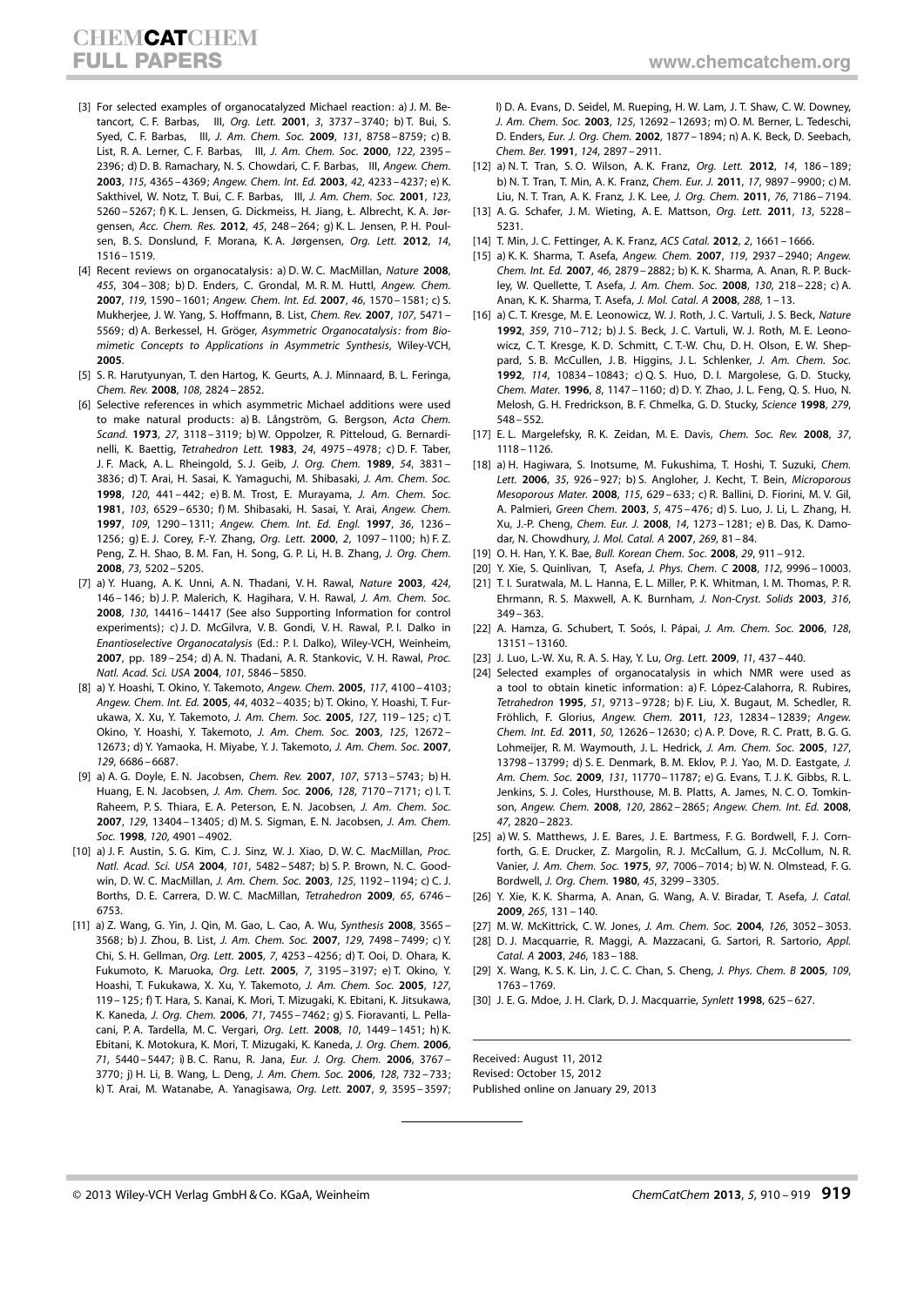[3] For selected examples of organocatalyzed Michael reaction: a) J. M. Betancort, C. F. Barbas, III, *Org. Lett.* **2001**, *3*, 3737–3740; b) T. Bui, S. Syed, C. F. Barbas, III, *J. Am. Chem. Soc.* **2009**, *131*, 8758–8759; c) B. List, R. A. Lerner, C. F. Barbas, III, *J. Am. Chem. Soc.* **2000**, *122*, 2395–2396; d) D. B. Ramachary, N. S. Chowdari, C. F. Barbas, III, *Angew. Chem.* **2003**, *115*, 4365–4369; *Angew. Chem. Int. Ed.* **2003**, *42*, 4233–4237; e) K. Sakthivel, W. Notz, T. Bui, C. F. Barbas, III, *J. Am. Chem. Soc.* **2001**, *123*, 5260–5267; f) K. L. Jensen, G. Dickmeiss, H. Jiang, Ł. Albrecht, K. A. Jørgensen, *Acc. Chem. Res.* **2012**, *45*, 248–264; g) K. L. Jensen, P. H. Poulsen, B. S. Donslund, F. Morana, K. A. Jørgensen, *Org. Lett.* **2012**, *14*, 1516–1519.

[4] Recent reviews on organocatalysis: a) D. W. C. MacMillan, *Nature* **2008**, *455*, 304–308; b) D. Enders, C. Grondal, M. R. M. Huttl, *Angew. Chem.* **2007**, *119*, 1590–1601; *Angew. Chem. Int. Ed.* **2007**, *46*, 1570–1581; c) S. Mukherjee, J. W. Yang, S. Hoffmann, B. List, *Chem. Rev.* **2007**, *107*, 5471–5569; d) A. Berkessel, H. Gröger, *Asymmetric Organocatalysis: from Biomimetic Concepts to Applications in Asymmetric Synthesis*, Wiley-VCH, **2005**.

[5] S. R. Harutyunyan, T. den Hartog, K. Geurts, A. J. Minnaard, B. L. Feringa, *Chem. Rev.* **2008**, *108*, 2824–2852.

[6] Selective references in which asymmetric Michael additions were used to make natural products: a) B. Långström, G. Bergson, *Acta Chem. Scand.* **1973**, *27*, 3118–3119; b) W. Oppolzer, R. Pitteloud, G. Bernardinelli, K. Baettig, *Tetrahedron Lett.* **1983**, *24*, 4975–4978; c) D. F. Taber, J. F. Mack, A. L. Rheingold, S. J. Geib, *J. Org. Chem.* **1989**, *54*, 3831–3836; d) T. Arai, H. Sasai, K. Yamaguchi, M. Shibasaki, *J. Am. Chem. Soc.* **1998**, *120*, 441–442; e) B. M. Trost, E. Murayama, *J. Am. Chem. Soc.* **1981**, *103*, 6529–6530; f) M. Shibasaki, H. Sasai, T. Arai, *Angew. Chem.* **1997**, *109*, 1290–1311; *Angew. Chem. Int. Ed. Engl.* **1997**, *36*, 1236–1256; g) E. J. Corey, F.-Y. Zhang, *Org. Lett.* **2000**, *2*, 1097–1100; h) F. Z. Peng, Z. H. Shao, B. M. Fan, H. Song, G. P. Li, H. B. Zhang, *J. Org. Chem.* **2008**, *73*, 5202–5205.

[7] a) Y. Huang, A. K. Unni, A. N. Thadani, V. H. Rawal, *Nature* **2003**, *424*, 146–146; b) J. P. Malerich, K. Hagihara, V. H. Rawal, *J. Am. Chem. Soc.* **2008**, *130*, 14416–14417 (See also Supporting Information for control experiments); c) J. D. McGilvra, V. B. Gondi, V. H. Rawal, P. I. Dalko in *Enantioselective Organocatalysis* (Ed.: P. I. Dalko), Wiley-VCH, Weinheim, **2007**, pp. 189–254; d) A. N. Thadani, A. R. Stankovic, V. H. Rawal, *Proc. Natl. Acad. Sci. USA* **2004**, *101*, 5846–5850.

[8] a) Y. Hoashi, T. Okino, Y. Takemoto, *Angew. Chem.* **2005**, *117*, 4100–4103; *Angew. Chem. Int. Ed.* **2005**, *44*, 4032–4035; b) T. Okino, Y. Hoashi, T. Furukawa, X. Xu, Y. Takemoto, *J. Am. Chem. Soc.* **2005**, *127*, 119–125; c) T. Okino, Y. Hoashi, Y. Takemoto, *J. Am. Chem. Soc.* **2003**, *125*, 12672–12673; d) Y. Yamaoka, H. Miyabe, Y. Takemoto, *J. Am. Chem. Soc.* **2007**, *129*, 6686–6687.

[9] a) A. G. Doyle, E. N. Jacobsen, *Chem. Rev.* **2007**, *107*, 5713–5743; b) H. Huang, E. N. Jacobsen, *J. Am. Chem. Soc.* **2006**, *128*, 7170–7171; c) I. T. Raheem, P. S. Thiara, E. A. Peterson, E. N. Jacobsen, *J. Am. Chem. Soc.* **2007**, *129*, 13404–13405; d) M. S. Sigman, E. N. Jacobsen, *J. Am. Chem. Soc.* **1998**, *120*, 4901–4902.

[10] a) J. F. Austin, S. G. Kim, C. J. Sinz, W. J. Xiao, D. W. C. MacMillan, *Proc. Natl. Acad. Sci. USA* **2004**, *101*, 5482–5487; b) S. P. Brown, N. C. Goodwin, D. W. C. MacMillan, *J. Am. Chem. Soc.* **2003**, *125*, 1192–1194; c) C. J. Borths, D. E. Carrera, D. W. C. MacMillan, *Tetrahedron* **2009**, *65*, 6746–6753.

[11] a) Z. Wang, G. Yin, J. Qin, M. Gao, L. Cao, A. Wu, *Synthesis* **2008**, 3565–3568; b) J. Zhou, B. List, *J. Am. Chem. Soc.* **2007**, *129*, 7498–7499; c) Y. Chi, S. H. Gellman, *Org. Lett.* **2005**, *7*, 4253–4256; d) T. Ooi, D. Ohara, K. Fukumoto, K. Maruoka, *Org. Lett.* **2005**, *7*, 3195–3197; e) T. Okino, Y. Hoashi, T. Fukukawa, X. Xu, Y. Takemoto, *J. Am. Chem. Soc.* **2005**, *127*, 119–125; f) T. Hara, S. Kanai, K. Mori, T. Mizugaki, K. Ebitani, K. Jitsukawa, K. Kaneda, *J. Org. Chem.* **2006**, *71*, 7455–7462; g) S. Fioravanti, L. Pellacani, P. A. Tardella, M. C. Vergari, *Org. Lett.* **2008**, *10*, 1449–1451; h) K. Ebitani, K. Motokura, K. Mori, T. Mizugaki, K. Kaneda, *J. Org. Chem.* **2006**, *71*, 5440–5447; i) B. C. Ranu, R. Jana, *Eur. J. Org. Chem.* **2006**, 3767–3770; j) H. Li, B. Wang, L. Deng, *J. Am. Chem. Soc.* **2006**, *128*, 732–733; k) T. Arai, M. Watanabe, A. Yanagisawa, *Org. Lett.* **2007**, *9*, 3595–3597; l) D. A. Evans, D. Seidel, M. Rueping, H. W. Lam, J. T. Shaw, C. W. Downey, *J. Am. Chem. Soc.* **2003**, *125*, 12692–12693; m) O. M. Berner, L. Tedeschi, D. Enders, *Eur. J. Org. Chem.* **2002**, 1877–1894; n) A. K. Beck, D. Seebach, *Chem. Ber.* **1991**, *124*, 2897–2911.

[12] a) N. T. Tran, S. O. Wilson, A. K. Franz, *Org. Lett.* **2012**, *14*, 186–189; b) N. T. Tran, T. Min, A. K. Franz, *Chem. Eur. J.* **2011**, *17*, 9897–9900; c) M. Liu, N. T. Tran, A. K. Franz, J. K. Lee, *J. Org. Chem.* **2011**, *76*, 7186–7194.

[13] A. G. Schafer, J. M. Wieting, A. E. Mattson, *Org. Lett.* **2011**, *13*, 5228–5231.

[14] T. Min, J. C. Fettinger, A. K. Franz, *ACS Catal.* **2012**, *2*, 1661–1666.

[15] a) K. K. Sharma, T. Asefa, *Angew. Chem.* **2007**, *119*, 2937–2940; *Angew. Chem. Int. Ed.* **2007**, *46*, 2879–2882; b) K. K. Sharma, A. Anan, R. P. Buckley, W. Ouellette, T. Asefa, *J. Am. Chem. Soc.* **2008**, *130*, 218–228; c) A. Anan, K. K. Sharma, T. Asefa, *J. Mol. Catal. A* **2008**, *288*, 1–13.

[16] a) C. T. Kresge, M. E. Leonowicz, W. J. Roth, J. C. Vartuli, J. S. Beck, *Nature* **1992**, *359*, 710–712; b) J. S. Beck, J. C. Vartuli, W. J. Roth, M. E. Leonowicz, C. T. Kresge, K. D. Schmitt, C. T.-W. Chu, D. H. Olson, E. W. Sheppard, S. B. McCullen, J. B. Higgins, J. L. Schlenker, *J. Am. Chem. Soc.* **1992**, *114*, 10834–10843; c) Q. S. Huo, D. I. Margolese, G. D. Stucky, *Chem. Mater.* **1996**, *8*, 1147–1160; d) D. Y. Zhao, J. L. Feng, Q. S. Huo, N. Melosh, G. H. Fredrickson, B. F. Chmelka, G. D. Stucky, *Science* **1998**, *279*, 548–552.

[17] E. L. Margelefsky, R. K. Zeidan, M. E. Davis, *Chem. Soc. Rev.* **2008**, *37*, 1118–1126.

[18] a) H. Hagiwara, S. Inotsume, M. Fukushima, T. Hoshi, T. Suzuki, *Chem. Lett.* **2006**, *35*, 926–927; b) S. Angloher, J. Kecht, T. Bein, *Microporous Mesoporous Mater.* **2008**, *115*, 629–633; c) R. Ballini, D. Fiorini, M. V. Gil, A. Palmieri, *Green Chem.* **2003**, *5*, 475–476; d) S. Luo, J. Li, L. Zhang, H. Xu, J.-P. Cheng, *Chem. Eur. J.* **2008**, *14*, 1273–1281; e) B. Das, K. Damodar, N. Chowdhury, *J. Mol. Catal. A* **2007**, *269*, 81–84.

[19] O. H. Han, Y. K. Bae, *Bull. Korean Chem. Soc.* **2008**, *29*, 911–912.

[20] Y. Xie, S. Quinlivan, T. Asefa, *J. Phys. Chem. C* **2008**, *112*, 9996–10003.

[21] T. I. Suratwala, M. L. Hanna, E. L. Miller, P. K. Whitman, I. M. Thomas, P. R. Ehrmann, R. S. Maxwell, A. K. Burnham, *J. Non-Cryst. Solids* **2003**, *316*, 349–363.

[22] A. Hamza, G. Schubert, T. Soós, I. Pápai, *J. Am. Chem. Soc.* **2006**, *128*, 13151–13160.

[23] J. Luo, L.-W. Xu, R. A. S. Hay, Y. Lu, *Org. Lett.* **2009**, *11*, 437–440.

[24] Selected examples of organocatalysis in which NMR were used as a tool to obtain kinetic information: a) F. López-Calahorra, R. Rubires, *Tetrahedron* **1995**, *51*, 9713–9728; b) F. Liu, X. Bugaut, M. Schedler, R. Fröhlich, F. Glorius, *Angew. Chem.* **2011**, *123*, 12834–12839; *Angew. Chem. Int. Ed.* **2011**, *50*, 12626–12630; c) A. P. Dove, R. C. Pratt, B. G. G. Lohmeijer, R. M. Waymouth, J. L. Hedrick, *J. Am. Chem. Soc.* **2005**, *127*, 13798–13799; d) S. E. Denmark, B. M. Eklov, P. J. Yao, M. D. Eastgate, *J. Am. Chem. Soc.* **2009**, *131*, 11770–11787; e) G. Evans, T. J. K. Gibbs, R. L. Jenkins, S. J. Coles, Hursthouse, M. B. Platts, A. James, N. C. O. Tomkinson, *Angew. Chem.* **2008**, *120*, 2862–2865; *Angew. Chem. Int. Ed.* **2008**, *47*, 2820–2823.

[25] a) W. S. Matthews, J. E. Bares, J. E. Bartmess, F. G. Bordwell, F. J. Cornforth, G. E. Drucker, Z. Margolin, R. J. McCallum, G. J. McCollum, N. R. Vanier, *J. Am. Chem. Soc.* **1975**, *97*, 7006–7014; b) W. N. Olmstead, F. G. Bordwell, *J. Org. Chem.* **1980**, *45*, 3299–3305.

[26] Y. Xie, K. K. Sharma, A. Anan, G. Wang, A. V. Biradar, T. Asefa, *J. Catal.* **2009**, *265*, 131–140.

[27] M. W. McKittrick, C. W. Jones, *J. Am. Chem. Soc.* **2004**, *126*, 3052–3053.

[28] D. J. Macquarrie, R. Maggi, A. Mazzacani, G. Sartori, R. Sartorio, *Appl. Catal. A* **2003**, *246*, 183–188.

[29] X. Wang, K. S. K. Lin, J. C. C. Chan, S. Cheng, *J. Phys. Chem. B* **2005**, *109*, 1763–1769.

[30] J. E. G. Mdoe, J. H. Clark, D. J. Macquarrie, *Synlett* **1998**, 625–627.

Received: August 11, 2012
Revised: October 15, 2012
Published online on January 29, 2013